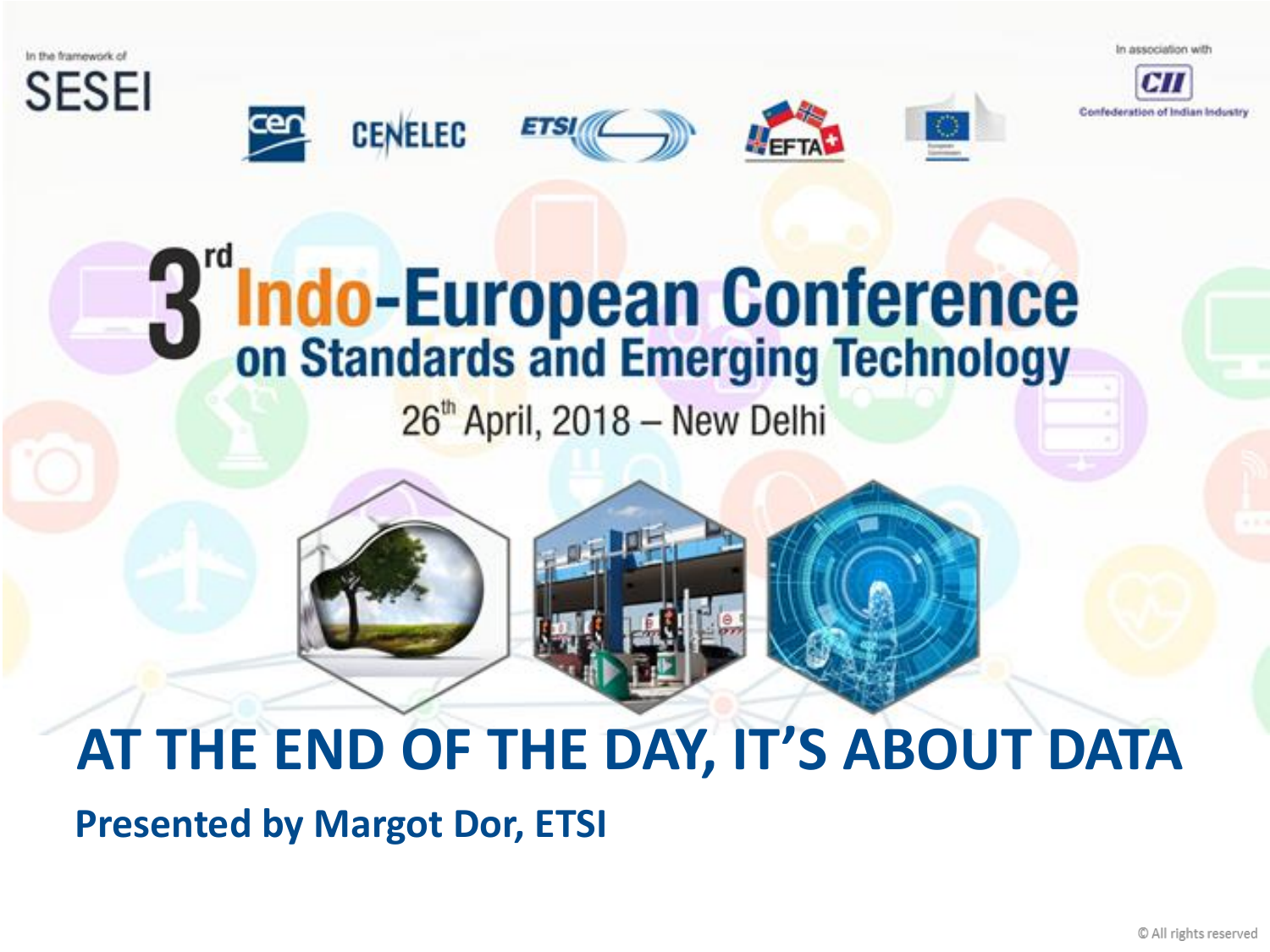In the framework of SESEI

In association with CII Confederation of Indian Industry

# 3rd Indo-European Conference on Standards and Emerging Technology

26th April, 2018 – New Delhi

# AT THE END OF THE DAY, IT'S ABOUT DATA

**Presented by Margot Dor, ETSI**

© All rights reserved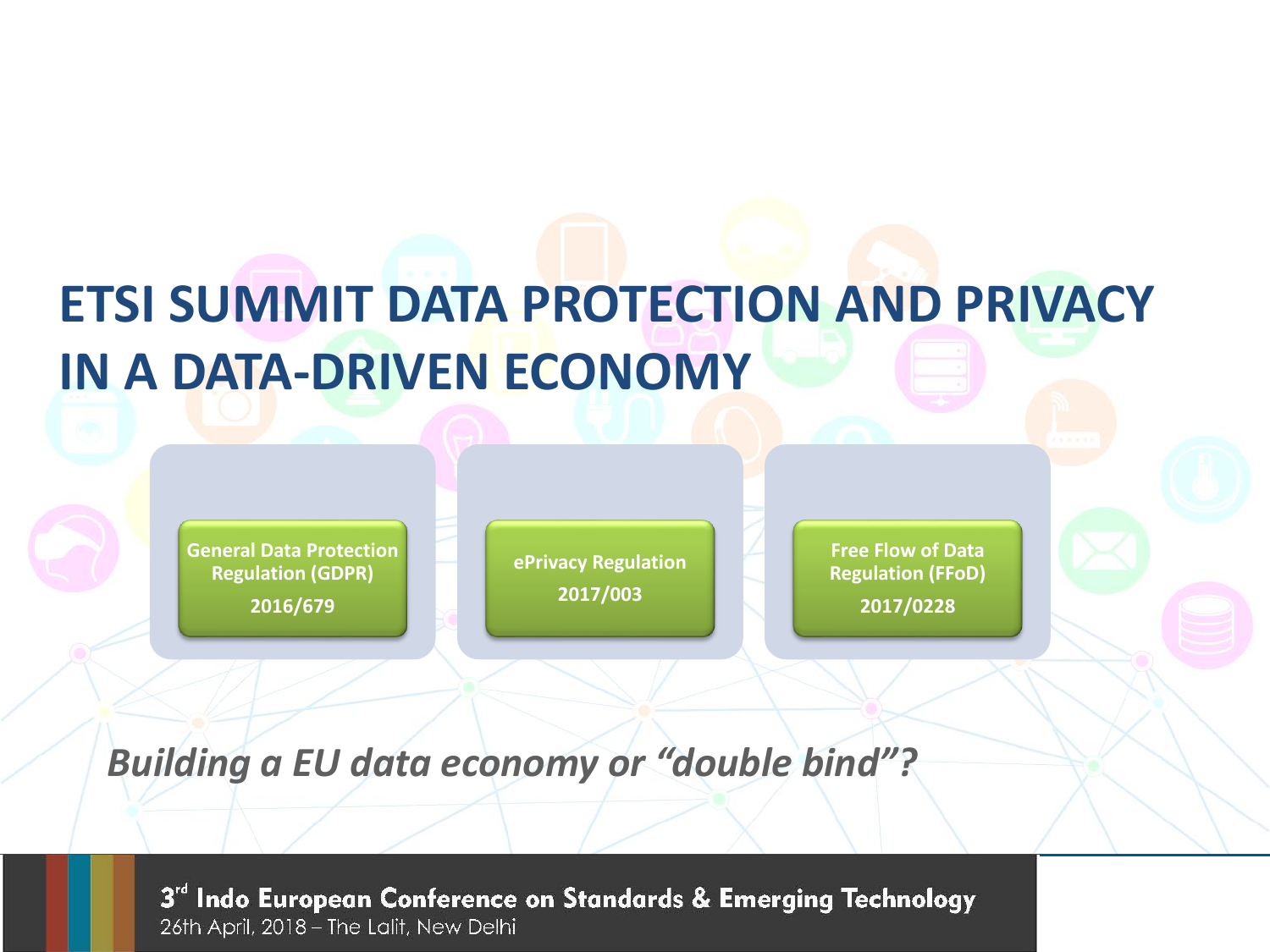# ETSI SUMMIT DATA PROTECTION AND PRIVACY IN A DATA-DRIVEN ECONOMY

- **General Data Protection Regulation (GDPR)**
  **2016/679**
- **ePrivacy Regulation**
  **2017/003**
- **Free Flow of Data Regulation (FFoD)**
  **2017/0228**

***Building a EU data economy or "double bind"?***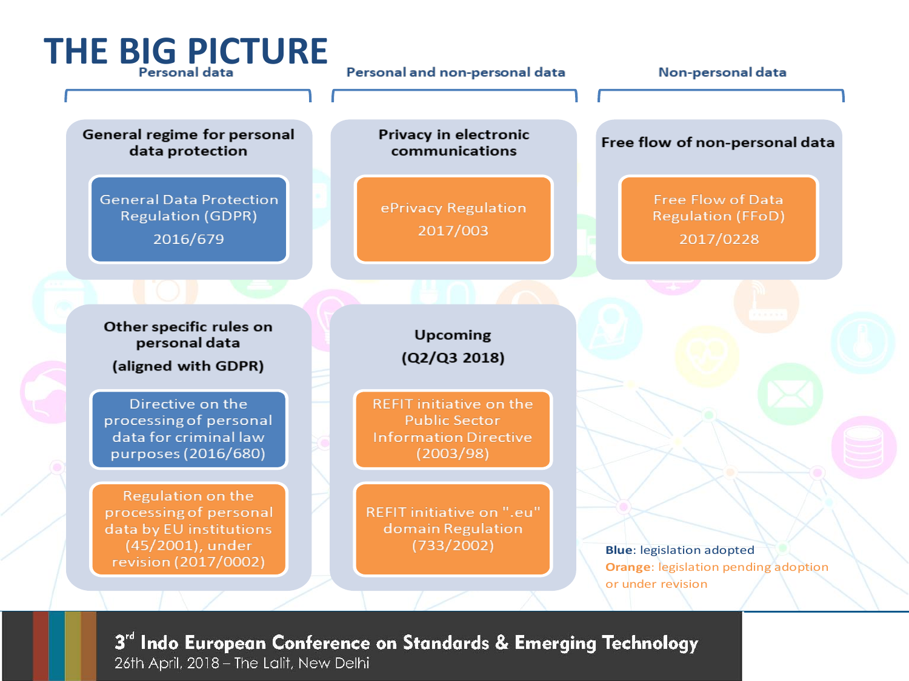# THE BIG PICTURE

## Personal data

### General regime for personal data protection

- General Data Protection Regulation (GDPR) 2016/679

## Personal and non-personal data

### Privacy in electronic communications

- ePrivacy Regulation 2017/003

## Non-personal data

### Free flow of non-personal data

- Free Flow of Data Regulation (FFoD) 2017/0228

### Other specific rules on personal data (aligned with GDPR)

- Directive on the processing of personal data for criminal law purposes (2016/680)
- Regulation on the processing of personal data by EU institutions (45/2001), under revision (2017/0002)

### Upcoming (Q2/Q3 2018)

- REFIT initiative on the Public Sector Information Directive (2003/98)
- REFIT initiative on ".eu" domain Regulation (733/2002)

**Blue**: legislation adopted
**Orange**: legislation pending adoption or under revision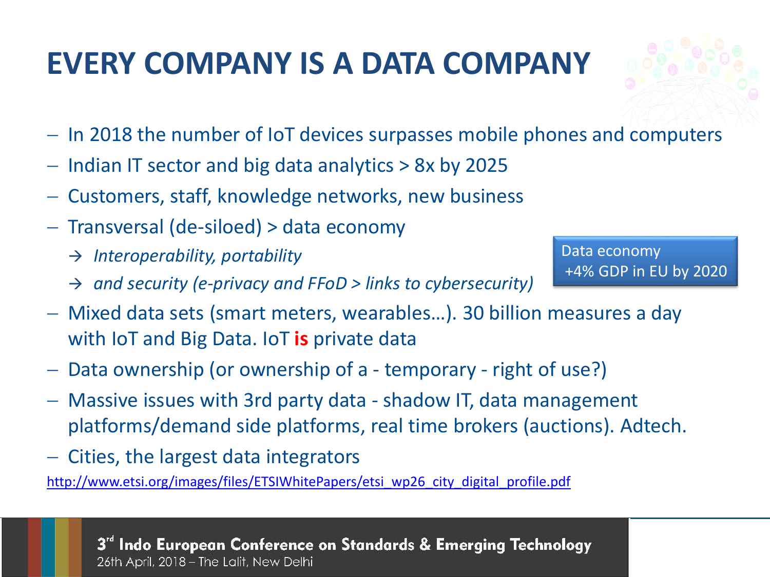# EVERY COMPANY IS A DATA COMPANY

- In 2018 the number of IoT devices surpasses mobile phones and computers
- Indian IT sector and big data analytics > 8x by 2025
- Customers, staff, knowledge networks, new business
- Transversal (de-siloed) > data economy
  - → *Interoperability, portability*
  - → *and security (e-privacy and FFoD > links to cybersecurity)*

Data economy +4% GDP in EU by 2020

- Mixed data sets (smart meters, wearables…). 30 billion measures a day with IoT and Big Data. IoT **is** private data
- Data ownership (or ownership of a - temporary - right of use?)
- Massive issues with 3rd party data - shadow IT, data management platforms/demand side platforms, real time brokers (auctions). Adtech.
- Cities, the largest data integrators

http://www.etsi.org/images/files/ETSIWhitePapers/etsi_wp26_city_digital_profile.pdf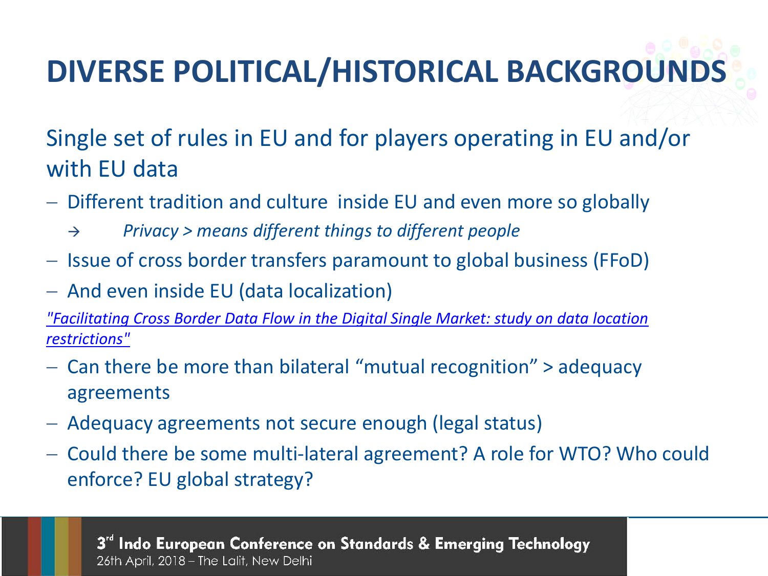# DIVERSE POLITICAL/HISTORICAL BACKGROUNDS

Single set of rules in EU and for players operating in EU and/or with EU data

- Different tradition and culture inside EU and even more so globally
  - → *Privacy > means different things to different people*
- Issue of cross border transfers paramount to global business (FFoD)
- And even inside EU (data localization)

*"Facilitating Cross Border Data Flow in the Digital Single Market: study on data location restrictions"*

- Can there be more than bilateral "mutual recognition" > adequacy agreements
- Adequacy agreements not secure enough (legal status)
- Could there be some multi-lateral agreement? A role for WTO? Who could enforce? EU global strategy?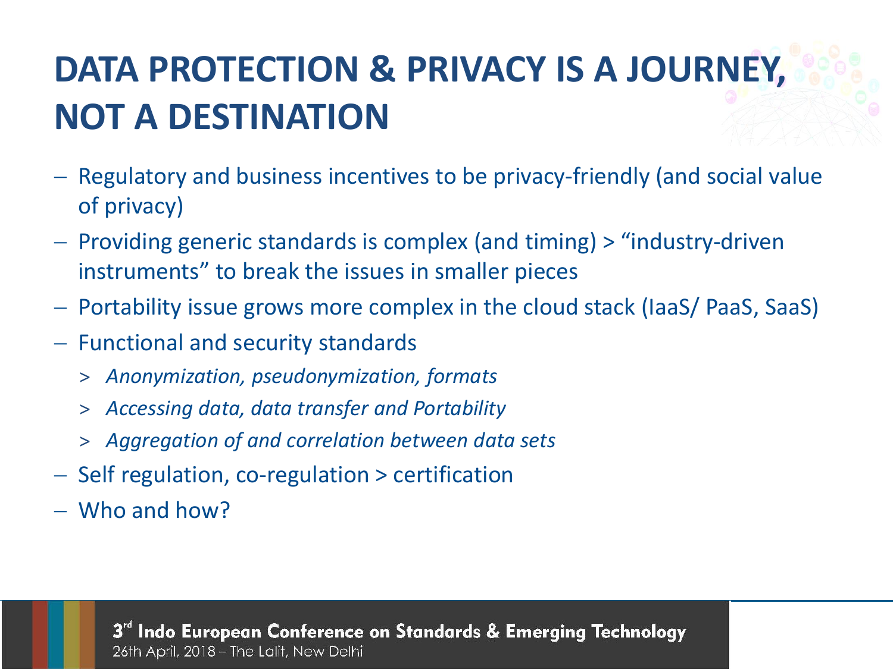# DATA PROTECTION & PRIVACY IS A JOURNEY, NOT A DESTINATION

- Regulatory and business incentives to be privacy-friendly (and social value of privacy)
- Providing generic standards is complex (and timing) > "industry-driven instruments" to break the issues in smaller pieces
- Portability issue grows more complex in the cloud stack (IaaS/ PaaS, SaaS)
- Functional and security standards
  - *Anonymization, pseudonymization, formats*
  - *Accessing data, data transfer and Portability*
  - *Aggregation of and correlation between data sets*
- Self regulation, co-regulation > certification
- Who and how?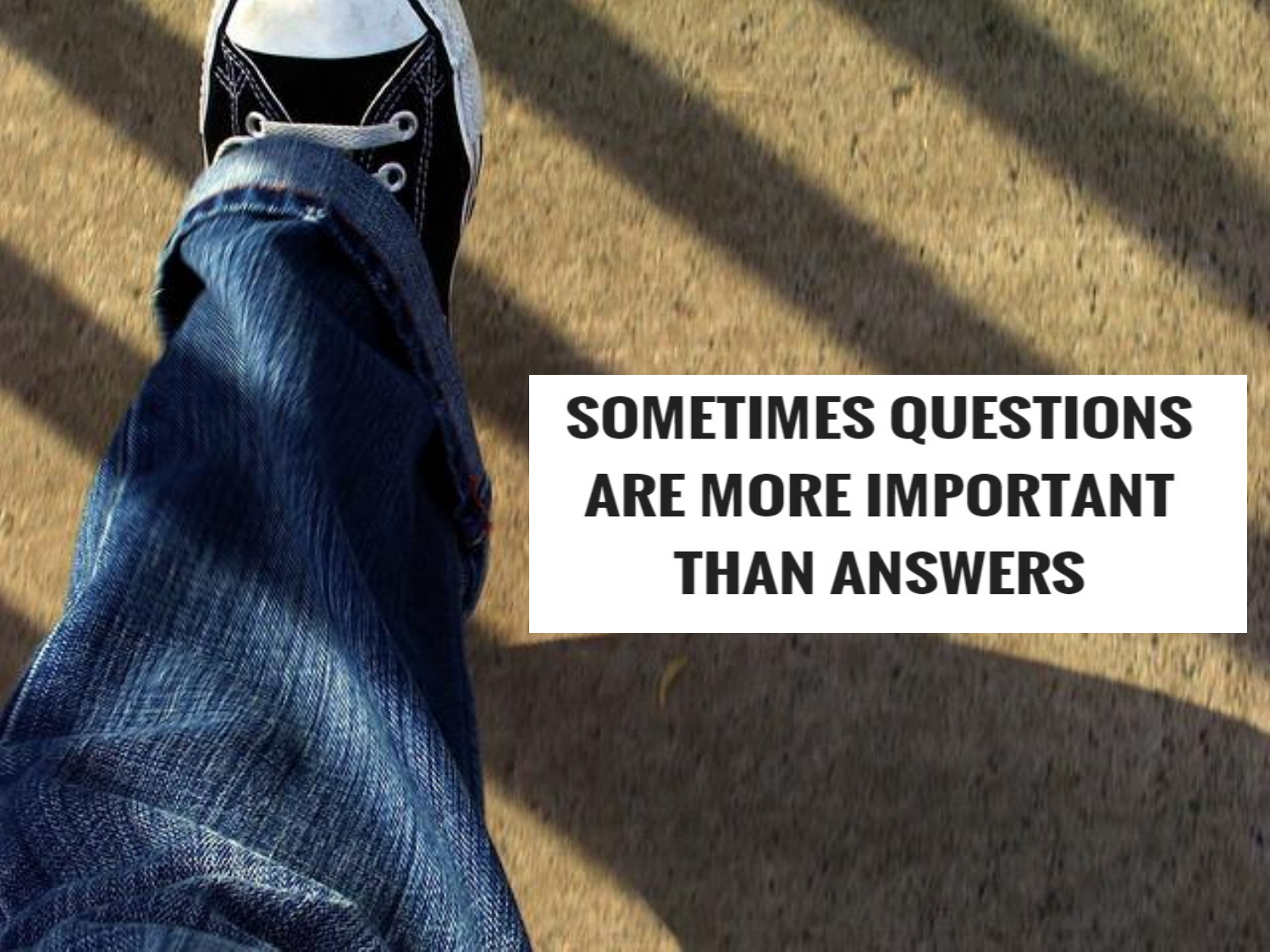SOMETIMES QUESTIONS ARE MORE IMPORTANT THAN ANSWERS